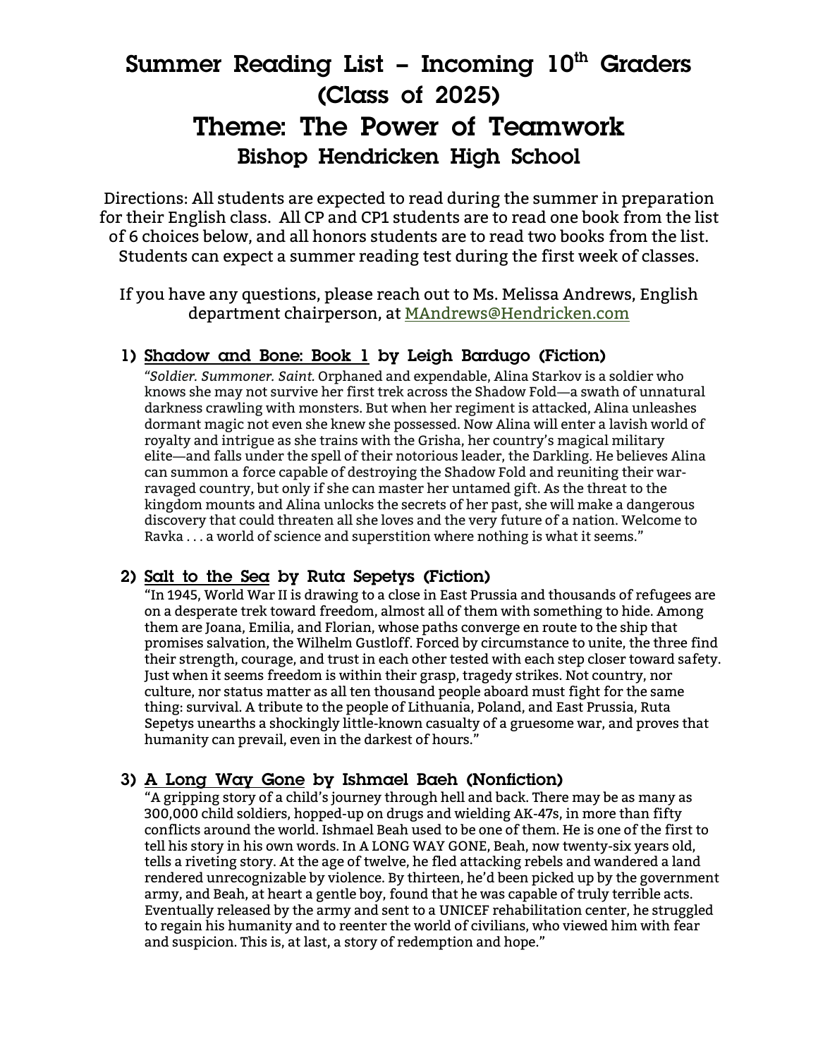# Summer Reading List – Incoming 10th Graders (Class of 2025)

# Theme: The Power of Teamwork

## Bishop Hendricken High School

Directions: All students are expected to read during the summer in preparation for their English class. All CP and CP1 students are to read one book from the list of 6 choices below, and all honors students are to read two books from the list. Students can expect a summer reading test during the first week of classes.

If you have any questions, please reach out to Ms. Melissa Andrews, English department chairperson, at MAndrews@Hendricken.com

### 1) Shadow and Bone: Book 1 by Leigh Bardugo (Fiction)

"*Soldier. Summoner. Saint.* Orphaned and expendable, Alina Starkov is a soldier who knows she may not survive her first trek across the Shadow Fold—a swath of unnatural darkness crawling with monsters. But when her regiment is attacked, Alina unleashes dormant magic not even she knew she possessed. Now Alina will enter a lavish world of royalty and intrigue as she trains with the Grisha, her country's magical military elite—and falls under the spell of their notorious leader, the Darkling. He believes Alina can summon a force capable of destroying the Shadow Fold and reuniting their war-ravaged country, but only if she can master her untamed gift. As the threat to the kingdom mounts and Alina unlocks the secrets of her past, she will make a dangerous discovery that could threaten all she loves and the very future of a nation. Welcome to Ravka . . . a world of science and superstition where nothing is what it seems."

### 2) Salt to the Sea by Ruta Sepetys (Fiction)

"In 1945, World War II is drawing to a close in East Prussia and thousands of refugees are on a desperate trek toward freedom, almost all of them with something to hide. Among them are Joana, Emilia, and Florian, whose paths converge en route to the ship that promises salvation, the Wilhelm Gustloff. Forced by circumstance to unite, the three find their strength, courage, and trust in each other tested with each step closer toward safety. Just when it seems freedom is within their grasp, tragedy strikes. Not country, nor culture, nor status matter as all ten thousand people aboard must fight for the same thing: survival. A tribute to the people of Lithuania, Poland, and East Prussia, Ruta Sepetys unearths a shockingly little-known casualty of a gruesome war, and proves that humanity can prevail, even in the darkest of hours."

### 3) A Long Way Gone by Ishmael Baeh (Nonfiction)

"A gripping story of a child's journey through hell and back. There may be as many as 300,000 child soldiers, hopped-up on drugs and wielding AK-47s, in more than fifty conflicts around the world. Ishmael Beah used to be one of them. He is one of the first to tell his story in his own words. In A LONG WAY GONE, Beah, now twenty-six years old, tells a riveting story. At the age of twelve, he fled attacking rebels and wandered a land rendered unrecognizable by violence. By thirteen, he'd been picked up by the government army, and Beah, at heart a gentle boy, found that he was capable of truly terrible acts. Eventually released by the army and sent to a UNICEF rehabilitation center, he struggled to regain his humanity and to reenter the world of civilians, who viewed him with fear and suspicion. This is, at last, a story of redemption and hope."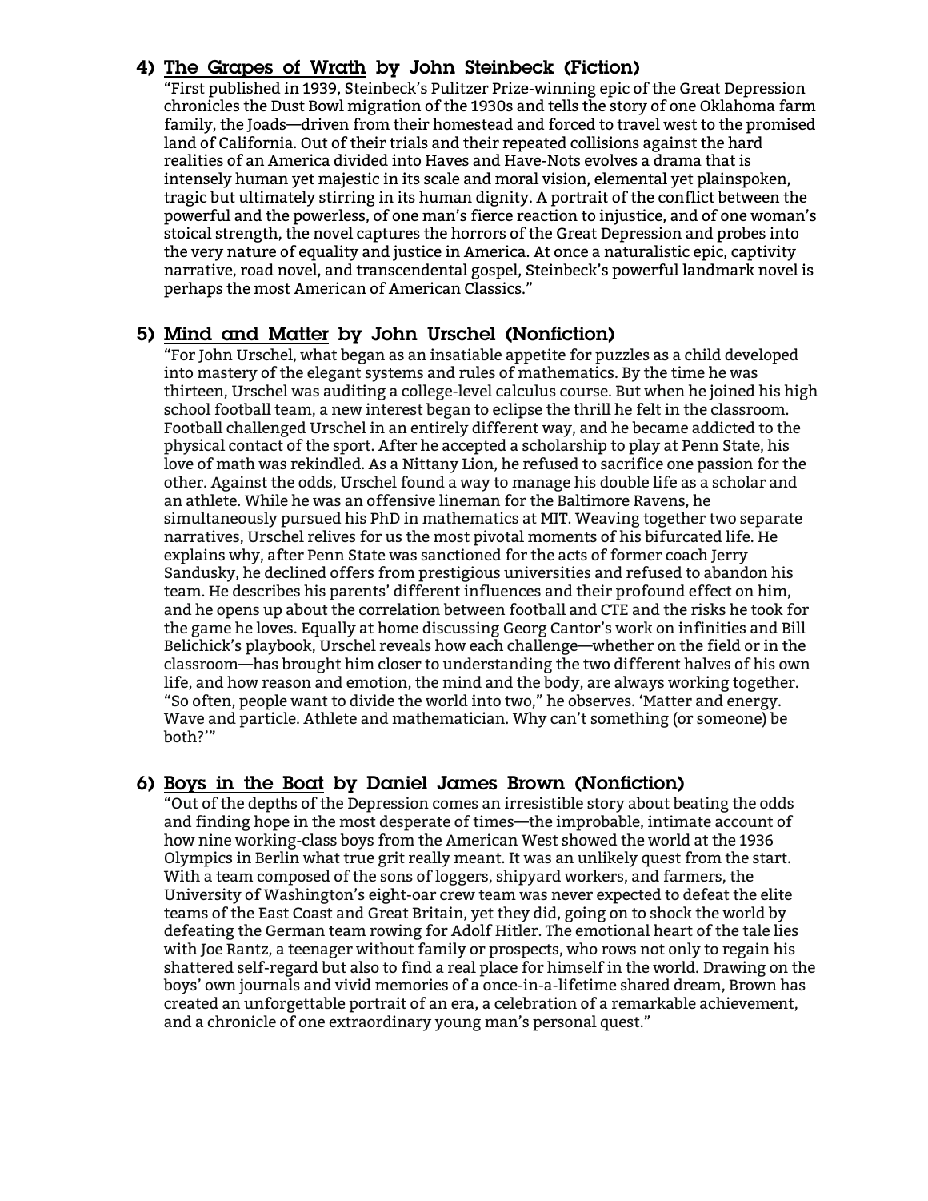### 4) <u>The Grapes of Wrath</u> by John Steinbeck (Fiction)

"First published in 1939, Steinbeck's Pulitzer Prize-winning epic of the Great Depression chronicles the Dust Bowl migration of the 1930s and tells the story of one Oklahoma farm family, the Joads—driven from their homestead and forced to travel west to the promised land of California. Out of their trials and their repeated collisions against the hard realities of an America divided into Haves and Have-Nots evolves a drama that is intensely human yet majestic in its scale and moral vision, elemental yet plainspoken, tragic but ultimately stirring in its human dignity. A portrait of the conflict between the powerful and the powerless, of one man's fierce reaction to injustice, and of one woman's stoical strength, the novel captures the horrors of the Great Depression and probes into the very nature of equality and justice in America. At once a naturalistic epic, captivity narrative, road novel, and transcendental gospel, Steinbeck's powerful landmark novel is perhaps the most American of American Classics."

### 5) <u>Mind and Matter</u> by John Urschel (Nonfiction)

"For John Urschel, what began as an insatiable appetite for puzzles as a child developed into mastery of the elegant systems and rules of mathematics. By the time he was thirteen, Urschel was auditing a college-level calculus course. But when he joined his high school football team, a new interest began to eclipse the thrill he felt in the classroom. Football challenged Urschel in an entirely different way, and he became addicted to the physical contact of the sport. After he accepted a scholarship to play at Penn State, his love of math was rekindled. As a Nittany Lion, he refused to sacrifice one passion for the other. Against the odds, Urschel found a way to manage his double life as a scholar and an athlete. While he was an offensive lineman for the Baltimore Ravens, he simultaneously pursued his PhD in mathematics at MIT. Weaving together two separate narratives, Urschel relives for us the most pivotal moments of his bifurcated life. He explains why, after Penn State was sanctioned for the acts of former coach Jerry Sandusky, he declined offers from prestigious universities and refused to abandon his team. He describes his parents' different influences and their profound effect on him, and he opens up about the correlation between football and CTE and the risks he took for the game he loves. Equally at home discussing Georg Cantor's work on infinities and Bill Belichick's playbook, Urschel reveals how each challenge—whether on the field or in the classroom—has brought him closer to understanding the two different halves of his own life, and how reason and emotion, the mind and the body, are always working together. "So often, people want to divide the world into two," he observes. 'Matter and energy. Wave and particle. Athlete and mathematician. Why can't something (or someone) be both?'"

### 6) <u>Boys in the Boat</u> by Daniel James Brown (Nonfiction)

"Out of the depths of the Depression comes an irresistible story about beating the odds and finding hope in the most desperate of times—the improbable, intimate account of how nine working-class boys from the American West showed the world at the 1936 Olympics in Berlin what true grit really meant. It was an unlikely quest from the start. With a team composed of the sons of loggers, shipyard workers, and farmers, the University of Washington's eight-oar crew team was never expected to defeat the elite teams of the East Coast and Great Britain, yet they did, going on to shock the world by defeating the German team rowing for Adolf Hitler. The emotional heart of the tale lies with Joe Rantz, a teenager without family or prospects, who rows not only to regain his shattered self-regard but also to find a real place for himself in the world. Drawing on the boys' own journals and vivid memories of a once-in-a-lifetime shared dream, Brown has created an unforgettable portrait of an era, a celebration of a remarkable achievement, and a chronicle of one extraordinary young man's personal quest."